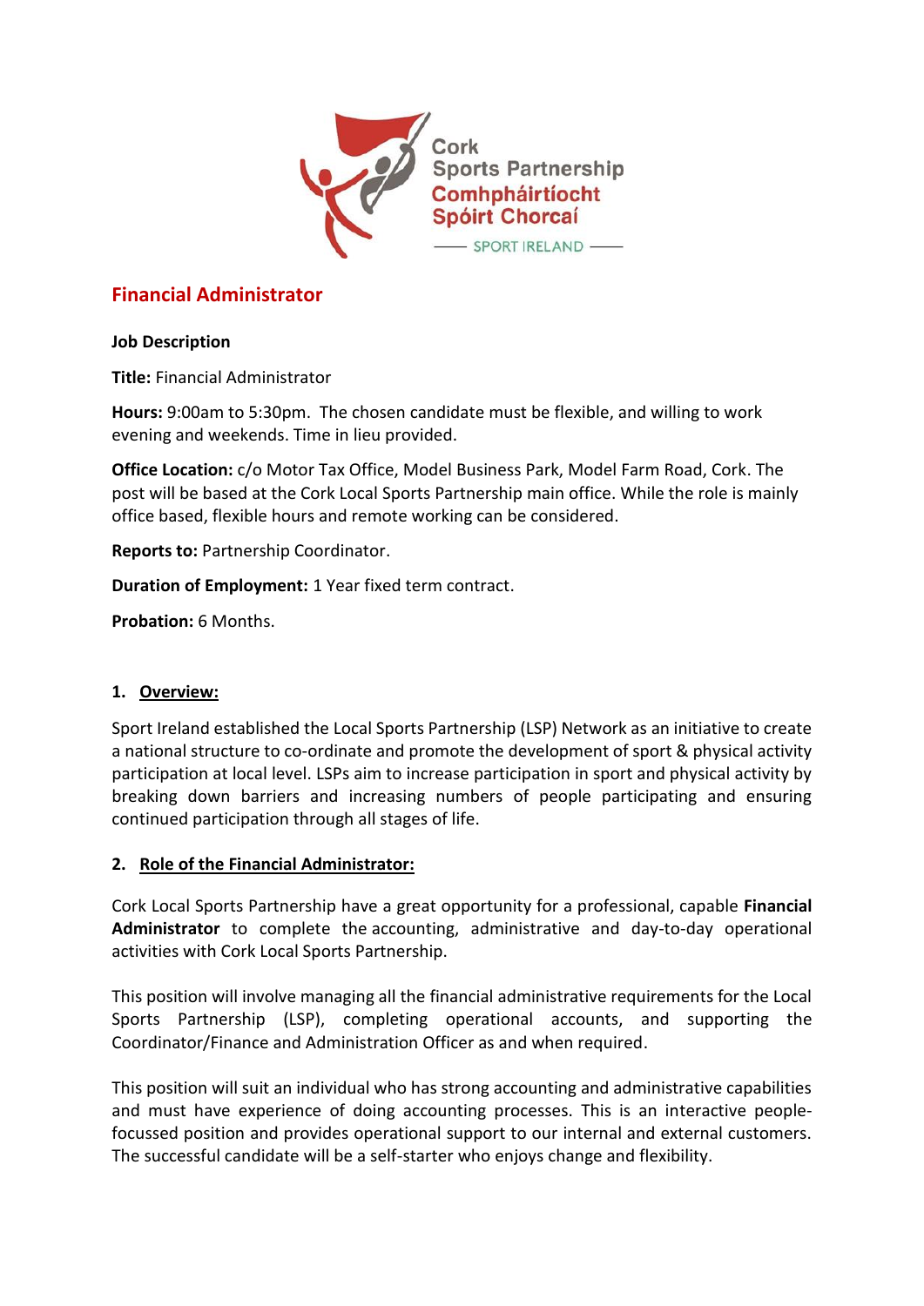Cork Sports Partnership
Comhpháirtíocht Spóirt Chorcaí
SPORT IRELAND

# Financial Administrator

**Job Description**

**Title:** Financial Administrator

**Hours:** 9:00am to 5:30pm. The chosen candidate must be flexible, and willing to work evening and weekends. Time in lieu provided.

**Office Location:** c/o Motor Tax Office, Model Business Park, Model Farm Road, Cork. The post will be based at the Cork Local Sports Partnership main office. While the role is mainly office based, flexible hours and remote working can be considered.

**Reports to:** Partnership Coordinator.

**Duration of Employment:** 1 Year fixed term contract.

**Probation:** 6 Months.

## 1. Overview:

Sport Ireland established the Local Sports Partnership (LSP) Network as an initiative to create a national structure to co-ordinate and promote the development of sport & physical activity participation at local level. LSPs aim to increase participation in sport and physical activity by breaking down barriers and increasing numbers of people participating and ensuring continued participation through all stages of life.

## 2. Role of the Financial Administrator:

Cork Local Sports Partnership have a great opportunity for a professional, capable **Financial Administrator** to complete the accounting, administrative and day-to-day operational activities with Cork Local Sports Partnership.

This position will involve managing all the financial administrative requirements for the Local Sports Partnership (LSP), completing operational accounts, and supporting the Coordinator/Finance and Administration Officer as and when required.

This position will suit an individual who has strong accounting and administrative capabilities and must have experience of doing accounting processes. This is an interactive people-focussed position and provides operational support to our internal and external customers. The successful candidate will be a self-starter who enjoys change and flexibility.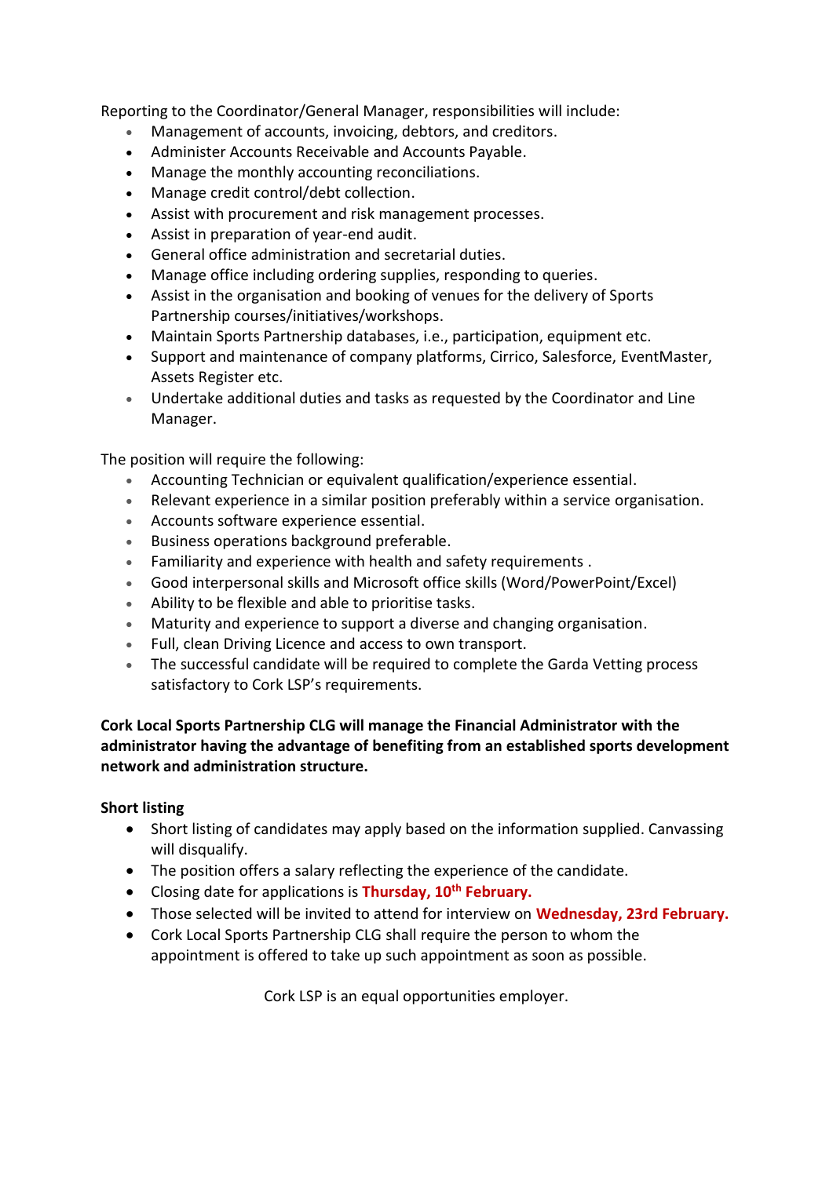Reporting to the Coordinator/General Manager, responsibilities will include:

- Management of accounts, invoicing, debtors, and creditors.
- Administer Accounts Receivable and Accounts Payable.
- Manage the monthly accounting reconciliations.
- Manage credit control/debt collection.
- Assist with procurement and risk management processes.
- Assist in preparation of year-end audit.
- General office administration and secretarial duties.
- Manage office including ordering supplies, responding to queries.
- Assist in the organisation and booking of venues for the delivery of Sports Partnership courses/initiatives/workshops.
- Maintain Sports Partnership databases, i.e., participation, equipment etc.
- Support and maintenance of company platforms, Cirrico, Salesforce, EventMaster, Assets Register etc.
- Undertake additional duties and tasks as requested by the Coordinator and Line Manager.

The position will require the following:

- Accounting Technician or equivalent qualification/experience essential.
- Relevant experience in a similar position preferably within a service organisation.
- Accounts software experience essential.
- Business operations background preferable.
- Familiarity and experience with health and safety requirements .
- Good interpersonal skills and Microsoft office skills (Word/PowerPoint/Excel)
- Ability to be flexible and able to prioritise tasks.
- Maturity and experience to support a diverse and changing organisation.
- Full, clean Driving Licence and access to own transport.
- The successful candidate will be required to complete the Garda Vetting process satisfactory to Cork LSP's requirements.

**Cork Local Sports Partnership CLG will manage the Financial Administrator with the administrator having the advantage of benefiting from an established sports development network and administration structure.**

**Short listing**

- Short listing of candidates may apply based on the information supplied. Canvassing will disqualify.
- The position offers a salary reflecting the experience of the candidate.
- Closing date for applications is **Thursday, 10th February.**
- Those selected will be invited to attend for interview on **Wednesday, 23rd February.**
- Cork Local Sports Partnership CLG shall require the person to whom the appointment is offered to take up such appointment as soon as possible.

Cork LSP is an equal opportunities employer.